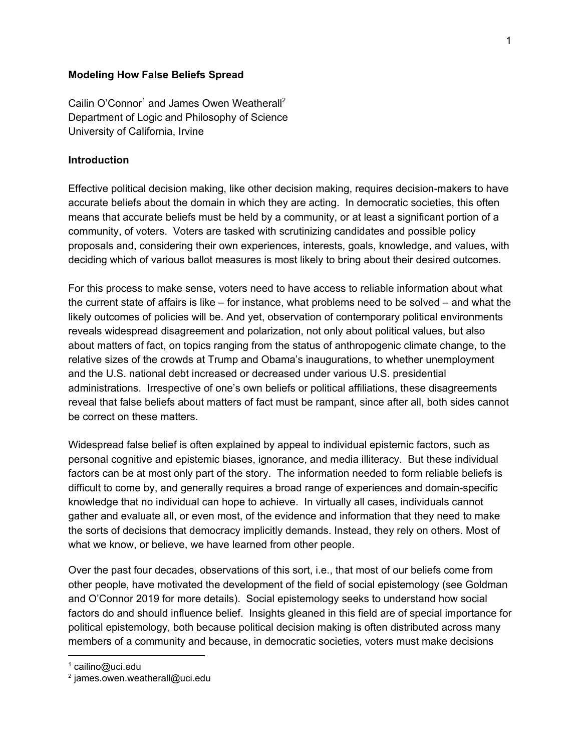**Modeling How False Beliefs Spread**

Cailin O'Connor[1] and James Owen Weatherall[2]
Department of Logic and Philosophy of Science
University of California, Irvine

**Introduction**

Effective political decision making, like other decision making, requires decision-makers to have accurate beliefs about the domain in which they are acting. In democratic societies, this often means that accurate beliefs must be held by a community, or at least a significant portion of a community, of voters. Voters are tasked with scrutinizing candidates and possible policy proposals and, considering their own experiences, interests, goals, knowledge, and values, with deciding which of various ballot measures is most likely to bring about their desired outcomes.

For this process to make sense, voters need to have access to reliable information about what the current state of affairs is like – for instance, what problems need to be solved – and what the likely outcomes of policies will be. And yet, observation of contemporary political environments reveals widespread disagreement and polarization, not only about political values, but also about matters of fact, on topics ranging from the status of anthropogenic climate change, to the relative sizes of the crowds at Trump and Obama's inaugurations, to whether unemployment and the U.S. national debt increased or decreased under various U.S. presidential administrations. Irrespective of one's own beliefs or political affiliations, these disagreements reveal that false beliefs about matters of fact must be rampant, since after all, both sides cannot be correct on these matters.

Widespread false belief is often explained by appeal to individual epistemic factors, such as personal cognitive and epistemic biases, ignorance, and media illiteracy. But these individual factors can be at most only part of the story. The information needed to form reliable beliefs is difficult to come by, and generally requires a broad range of experiences and domain-specific knowledge that no individual can hope to achieve. In virtually all cases, individuals cannot gather and evaluate all, or even most, of the evidence and information that they need to make the sorts of decisions that democracy implicitly demands. Instead, they rely on others. Most of what we know, or believe, we have learned from other people.

Over the past four decades, observations of this sort, i.e., that most of our beliefs come from other people, have motivated the development of the field of social epistemology (see Goldman and O'Connor 2019 for more details). Social epistemology seeks to understand how social factors do and should influence belief. Insights gleaned in this field are of special importance for political epistemology, both because political decision making is often distributed across many members of a community and because, in democratic societies, voters must make decisions

[1] cailino@uci.edu
[2] james.owen.weatherall@uci.edu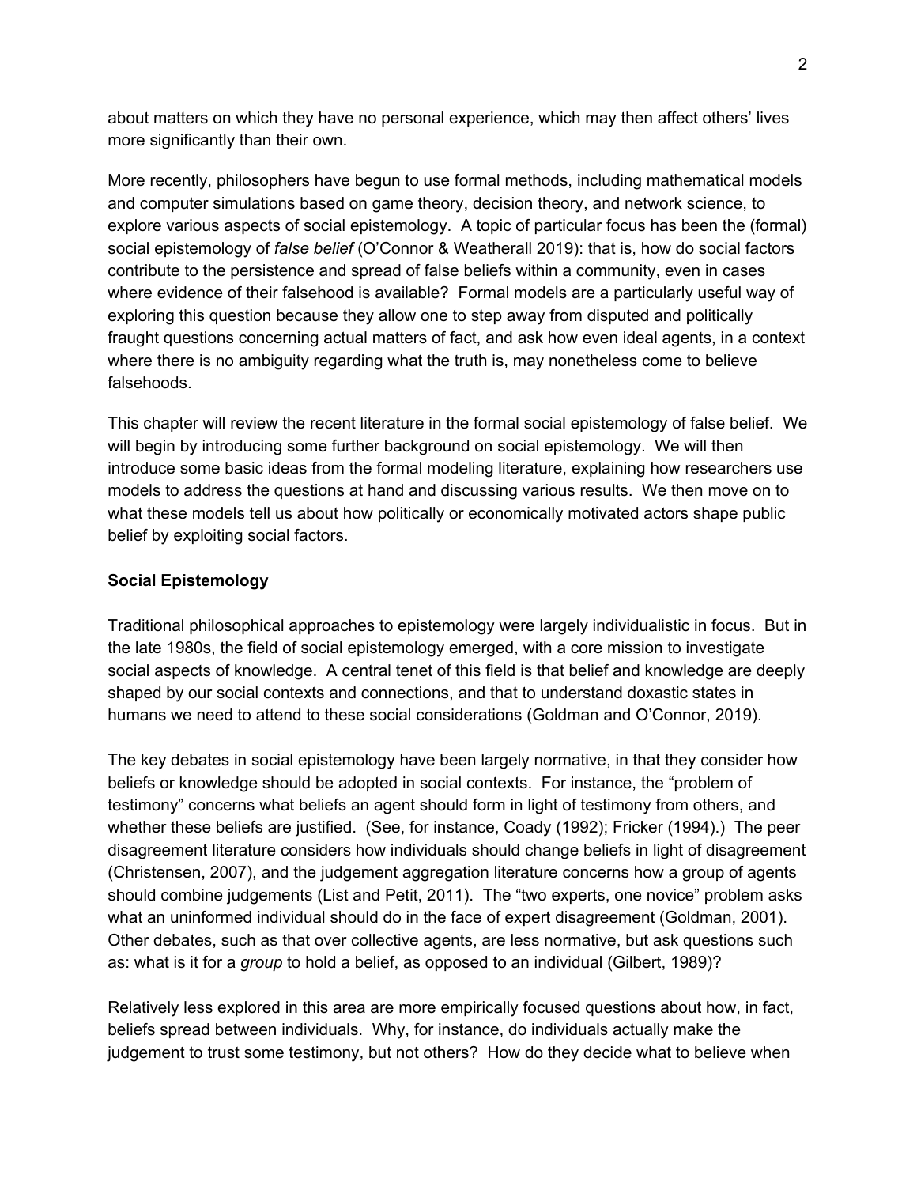about matters on which they have no personal experience, which may then affect others' lives more significantly than their own.

More recently, philosophers have begun to use formal methods, including mathematical models and computer simulations based on game theory, decision theory, and network science, to explore various aspects of social epistemology. A topic of particular focus has been the (formal) social epistemology of *false belief* (O'Connor & Weatherall 2019): that is, how do social factors contribute to the persistence and spread of false beliefs within a community, even in cases where evidence of their falsehood is available? Formal models are a particularly useful way of exploring this question because they allow one to step away from disputed and politically fraught questions concerning actual matters of fact, and ask how even ideal agents, in a context where there is no ambiguity regarding what the truth is, may nonetheless come to believe falsehoods.

This chapter will review the recent literature in the formal social epistemology of false belief. We will begin by introducing some further background on social epistemology. We will then introduce some basic ideas from the formal modeling literature, explaining how researchers use models to address the questions at hand and discussing various results. We then move on to what these models tell us about how politically or economically motivated actors shape public belief by exploiting social factors.

## Social Epistemology

Traditional philosophical approaches to epistemology were largely individualistic in focus. But in the late 1980s, the field of social epistemology emerged, with a core mission to investigate social aspects of knowledge. A central tenet of this field is that belief and knowledge are deeply shaped by our social contexts and connections, and that to understand doxastic states in humans we need to attend to these social considerations (Goldman and O'Connor, 2019).

The key debates in social epistemology have been largely normative, in that they consider how beliefs or knowledge should be adopted in social contexts. For instance, the "problem of testimony" concerns what beliefs an agent should form in light of testimony from others, and whether these beliefs are justified. (See, for instance, Coady (1992); Fricker (1994).) The peer disagreement literature considers how individuals should change beliefs in light of disagreement (Christensen, 2007), and the judgement aggregation literature concerns how a group of agents should combine judgements (List and Petit, 2011). The "two experts, one novice" problem asks what an uninformed individual should do in the face of expert disagreement (Goldman, 2001). Other debates, such as that over collective agents, are less normative, but ask questions such as: what is it for a *group* to hold a belief, as opposed to an individual (Gilbert, 1989)?

Relatively less explored in this area are more empirically focused questions about how, in fact, beliefs spread between individuals. Why, for instance, do individuals actually make the judgement to trust some testimony, but not others? How do they decide what to believe when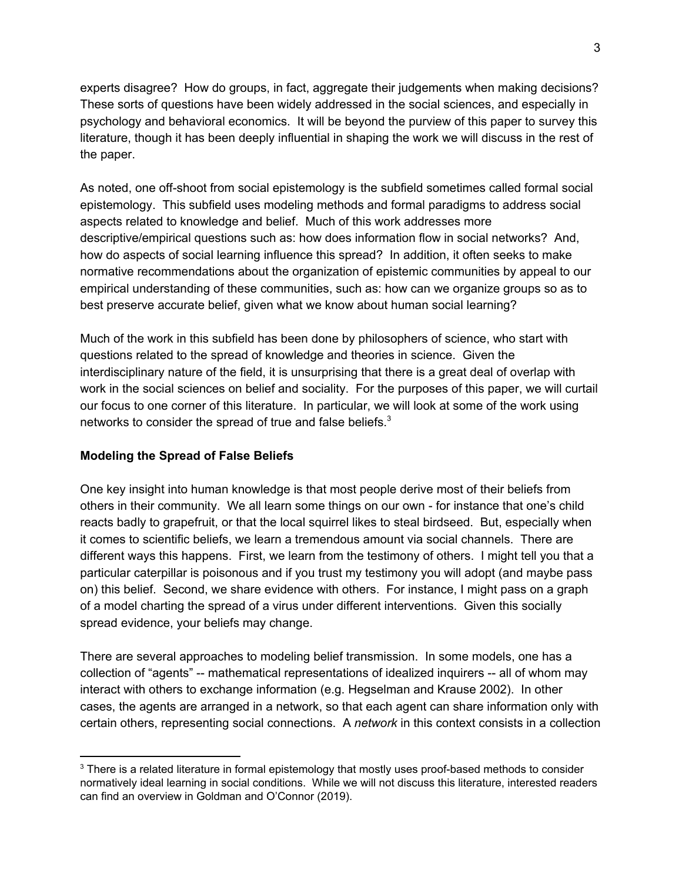experts disagree? How do groups, in fact, aggregate their judgements when making decisions? These sorts of questions have been widely addressed in the social sciences, and especially in psychology and behavioral economics. It will be beyond the purview of this paper to survey this literature, though it has been deeply influential in shaping the work we will discuss in the rest of the paper.

As noted, one off-shoot from social epistemology is the subfield sometimes called formal social epistemology. This subfield uses modeling methods and formal paradigms to address social aspects related to knowledge and belief. Much of this work addresses more descriptive/empirical questions such as: how does information flow in social networks? And, how do aspects of social learning influence this spread? In addition, it often seeks to make normative recommendations about the organization of epistemic communities by appeal to our empirical understanding of these communities, such as: how can we organize groups so as to best preserve accurate belief, given what we know about human social learning?

Much of the work in this subfield has been done by philosophers of science, who start with questions related to the spread of knowledge and theories in science. Given the interdisciplinary nature of the field, it is unsurprising that there is a great deal of overlap with work in the social sciences on belief and sociality. For the purposes of this paper, we will curtail our focus to one corner of this literature. In particular, we will look at some of the work using networks to consider the spread of true and false beliefs.[3]

**Modeling the Spread of False Beliefs**

One key insight into human knowledge is that most people derive most of their beliefs from others in their community. We all learn some things on our own - for instance that one's child reacts badly to grapefruit, or that the local squirrel likes to steal birdseed. But, especially when it comes to scientific beliefs, we learn a tremendous amount via social channels. There are different ways this happens. First, we learn from the testimony of others. I might tell you that a particular caterpillar is poisonous and if you trust my testimony you will adopt (and maybe pass on) this belief. Second, we share evidence with others. For instance, I might pass on a graph of a model charting the spread of a virus under different interventions. Given this socially spread evidence, your beliefs may change.

There are several approaches to modeling belief transmission. In some models, one has a collection of "agents" -- mathematical representations of idealized inquirers -- all of whom may interact with others to exchange information (e.g. Hegselman and Krause 2002). In other cases, the agents are arranged in a network, so that each agent can share information only with certain others, representing social connections. A *network* in this context consists in a collection

[3] There is a related literature in formal epistemology that mostly uses proof-based methods to consider normatively ideal learning in social conditions. While we will not discuss this literature, interested readers can find an overview in Goldman and O'Connor (2019).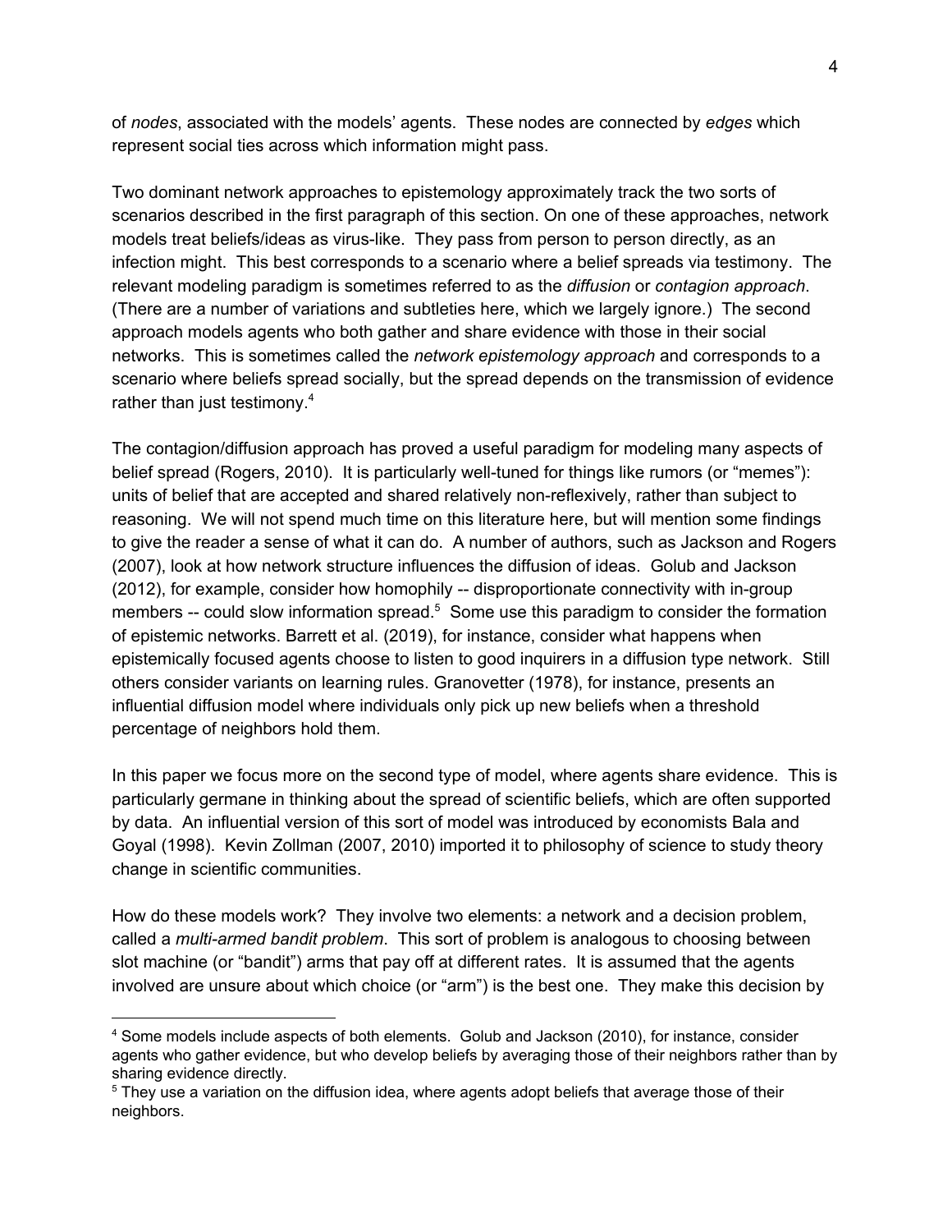of *nodes*, associated with the models' agents. These nodes are connected by *edges* which represent social ties across which information might pass.

Two dominant network approaches to epistemology approximately track the two sorts of scenarios described in the first paragraph of this section. On one of these approaches, network models treat beliefs/ideas as virus-like. They pass from person to person directly, as an infection might. This best corresponds to a scenario where a belief spreads via testimony. The relevant modeling paradigm is sometimes referred to as the *diffusion* or *contagion approach*. (There are a number of variations and subtleties here, which we largely ignore.) The second approach models agents who both gather and share evidence with those in their social networks. This is sometimes called the *network epistemology approach* and corresponds to a scenario where beliefs spread socially, but the spread depends on the transmission of evidence rather than just testimony.[4]

The contagion/diffusion approach has proved a useful paradigm for modeling many aspects of belief spread (Rogers, 2010). It is particularly well-tuned for things like rumors (or "memes"): units of belief that are accepted and shared relatively non-reflexively, rather than subject to reasoning. We will not spend much time on this literature here, but will mention some findings to give the reader a sense of what it can do. A number of authors, such as Jackson and Rogers (2007), look at how network structure influences the diffusion of ideas. Golub and Jackson (2012), for example, consider how homophily -- disproportionate connectivity with in-group members -- could slow information spread.[5] Some use this paradigm to consider the formation of epistemic networks. Barrett et al. (2019), for instance, consider what happens when epistemically focused agents choose to listen to good inquirers in a diffusion type network. Still others consider variants on learning rules. Granovetter (1978), for instance, presents an influential diffusion model where individuals only pick up new beliefs when a threshold percentage of neighbors hold them.

In this paper we focus more on the second type of model, where agents share evidence. This is particularly germane in thinking about the spread of scientific beliefs, which are often supported by data. An influential version of this sort of model was introduced by economists Bala and Goyal (1998). Kevin Zollman (2007, 2010) imported it to philosophy of science to study theory change in scientific communities.

How do these models work? They involve two elements: a network and a decision problem, called a *multi-armed bandit problem*. This sort of problem is analogous to choosing between slot machine (or "bandit") arms that pay off at different rates. It is assumed that the agents involved are unsure about which choice (or "arm") is the best one. They make this decision by

---

[4] Some models include aspects of both elements. Golub and Jackson (2010), for instance, consider agents who gather evidence, but who develop beliefs by averaging those of their neighbors rather than by sharing evidence directly.

[5] They use a variation on the diffusion idea, where agents adopt beliefs that average those of their neighbors.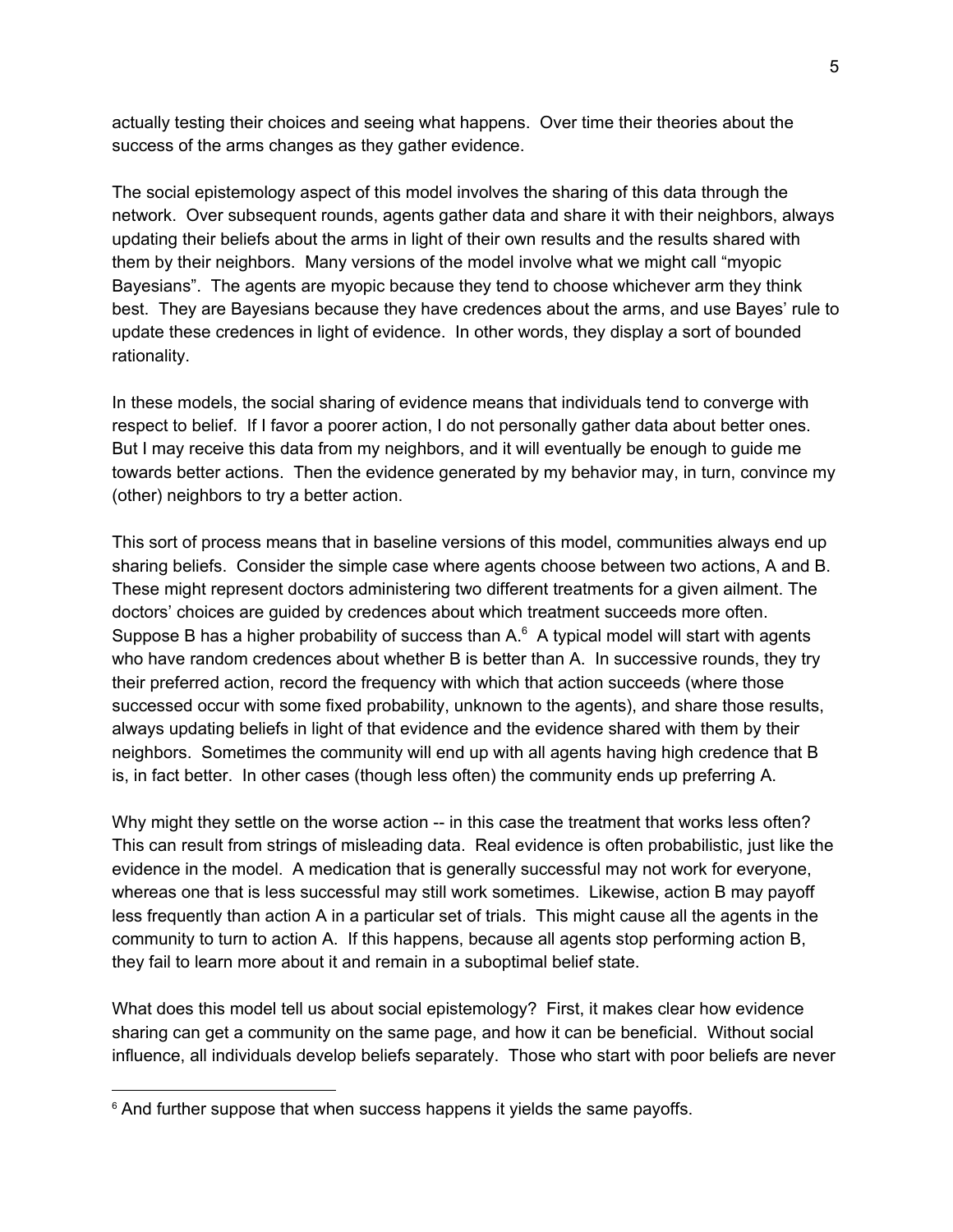actually testing their choices and seeing what happens. Over time their theories about the success of the arms changes as they gather evidence.

The social epistemology aspect of this model involves the sharing of this data through the network. Over subsequent rounds, agents gather data and share it with their neighbors, always updating their beliefs about the arms in light of their own results and the results shared with them by their neighbors. Many versions of the model involve what we might call "myopic Bayesians". The agents are myopic because they tend to choose whichever arm they think best. They are Bayesians because they have credences about the arms, and use Bayes' rule to update these credences in light of evidence. In other words, they display a sort of bounded rationality.

In these models, the social sharing of evidence means that individuals tend to converge with respect to belief. If I favor a poorer action, I do not personally gather data about better ones. But I may receive this data from my neighbors, and it will eventually be enough to guide me towards better actions. Then the evidence generated by my behavior may, in turn, convince my (other) neighbors to try a better action.

This sort of process means that in baseline versions of this model, communities always end up sharing beliefs. Consider the simple case where agents choose between two actions, A and B. These might represent doctors administering two different treatments for a given ailment. The doctors' choices are guided by credences about which treatment succeeds more often. Suppose B has a higher probability of success than A.[6] A typical model will start with agents who have random credences about whether B is better than A. In successive rounds, they try their preferred action, record the frequency with which that action succeeds (where those successed occur with some fixed probability, unknown to the agents), and share those results, always updating beliefs in light of that evidence and the evidence shared with them by their neighbors. Sometimes the community will end up with all agents having high credence that B is, in fact better. In other cases (though less often) the community ends up preferring A.

Why might they settle on the worse action -- in this case the treatment that works less often? This can result from strings of misleading data. Real evidence is often probabilistic, just like the evidence in the model. A medication that is generally successful may not work for everyone, whereas one that is less successful may still work sometimes. Likewise, action B may payoff less frequently than action A in a particular set of trials. This might cause all the agents in the community to turn to action A. If this happens, because all agents stop performing action B, they fail to learn more about it and remain in a suboptimal belief state.

What does this model tell us about social epistemology? First, it makes clear how evidence sharing can get a community on the same page, and how it can be beneficial. Without social influence, all individuals develop beliefs separately. Those who start with poor beliefs are never

[6] And further suppose that when success happens it yields the same payoffs.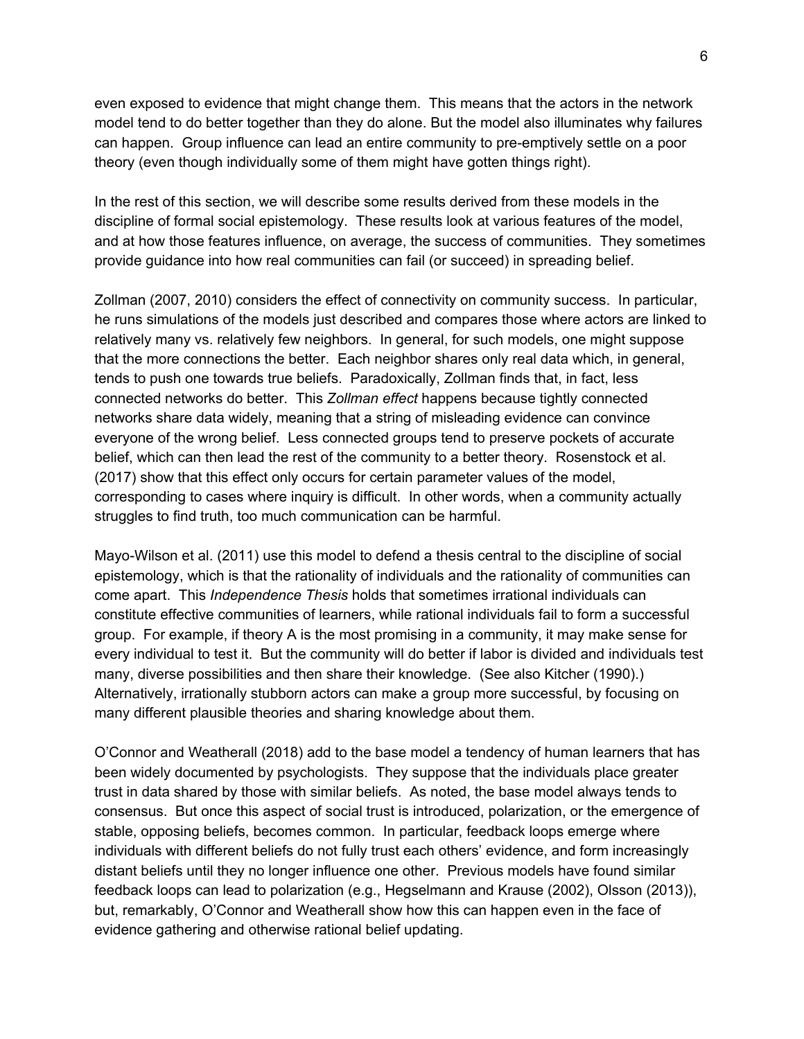even exposed to evidence that might change them. This means that the actors in the network model tend to do better together than they do alone. But the model also illuminates why failures can happen. Group influence can lead an entire community to pre-emptively settle on a poor theory (even though individually some of them might have gotten things right).

In the rest of this section, we will describe some results derived from these models in the discipline of formal social epistemology. These results look at various features of the model, and at how those features influence, on average, the success of communities. They sometimes provide guidance into how real communities can fail (or succeed) in spreading belief.

Zollman (2007, 2010) considers the effect of connectivity on community success. In particular, he runs simulations of the models just described and compares those where actors are linked to relatively many vs. relatively few neighbors. In general, for such models, one might suppose that the more connections the better. Each neighbor shares only real data which, in general, tends to push one towards true beliefs. Paradoxically, Zollman finds that, in fact, less connected networks do better. This *Zollman effect* happens because tightly connected networks share data widely, meaning that a string of misleading evidence can convince everyone of the wrong belief. Less connected groups tend to preserve pockets of accurate belief, which can then lead the rest of the community to a better theory. Rosenstock et al. (2017) show that this effect only occurs for certain parameter values of the model, corresponding to cases where inquiry is difficult. In other words, when a community actually struggles to find truth, too much communication can be harmful.

Mayo-Wilson et al. (2011) use this model to defend a thesis central to the discipline of social epistemology, which is that the rationality of individuals and the rationality of communities can come apart. This *Independence Thesis* holds that sometimes irrational individuals can constitute effective communities of learners, while rational individuals fail to form a successful group. For example, if theory A is the most promising in a community, it may make sense for every individual to test it. But the community will do better if labor is divided and individuals test many, diverse possibilities and then share their knowledge. (See also Kitcher (1990).) Alternatively, irrationally stubborn actors can make a group more successful, by focusing on many different plausible theories and sharing knowledge about them.

O'Connor and Weatherall (2018) add to the base model a tendency of human learners that has been widely documented by psychologists. They suppose that the individuals place greater trust in data shared by those with similar beliefs. As noted, the base model always tends to consensus. But once this aspect of social trust is introduced, polarization, or the emergence of stable, opposing beliefs, becomes common. In particular, feedback loops emerge where individuals with different beliefs do not fully trust each others' evidence, and form increasingly distant beliefs until they no longer influence one other. Previous models have found similar feedback loops can lead to polarization (e.g., Hegselmann and Krause (2002), Olsson (2013)), but, remarkably, O'Connor and Weatherall show how this can happen even in the face of evidence gathering and otherwise rational belief updating.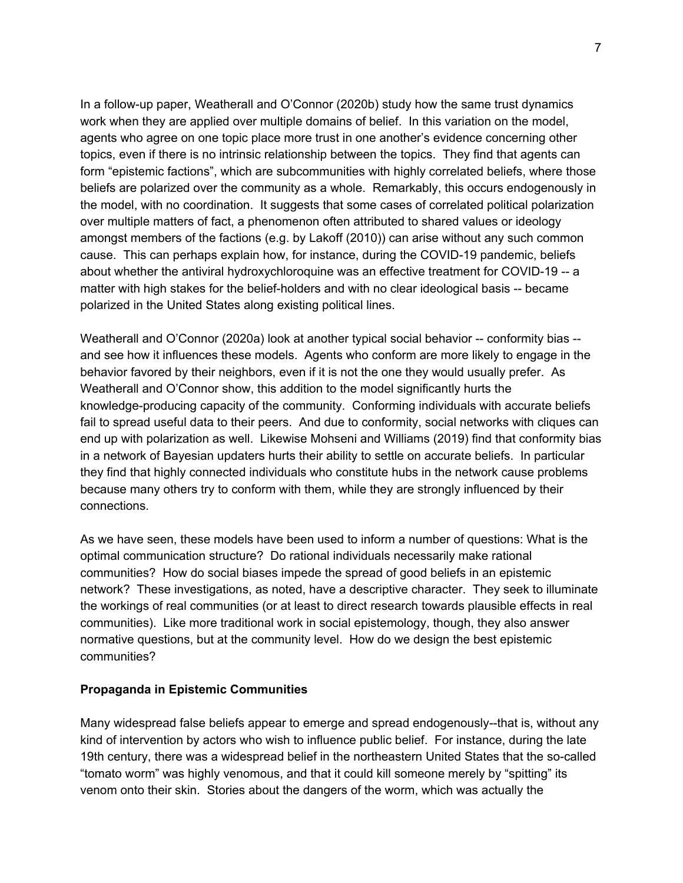In a follow-up paper, Weatherall and O'Connor (2020b) study how the same trust dynamics work when they are applied over multiple domains of belief. In this variation on the model, agents who agree on one topic place more trust in one another's evidence concerning other topics, even if there is no intrinsic relationship between the topics. They find that agents can form "epistemic factions", which are subcommunities with highly correlated beliefs, where those beliefs are polarized over the community as a whole. Remarkably, this occurs endogenously in the model, with no coordination. It suggests that some cases of correlated political polarization over multiple matters of fact, a phenomenon often attributed to shared values or ideology amongst members of the factions (e.g. by Lakoff (2010)) can arise without any such common cause. This can perhaps explain how, for instance, during the COVID-19 pandemic, beliefs about whether the antiviral hydroxychloroquine was an effective treatment for COVID-19 -- a matter with high stakes for the belief-holders and with no clear ideological basis -- became polarized in the United States along existing political lines.

Weatherall and O'Connor (2020a) look at another typical social behavior -- conformity bias -- and see how it influences these models. Agents who conform are more likely to engage in the behavior favored by their neighbors, even if it is not the one they would usually prefer. As Weatherall and O'Connor show, this addition to the model significantly hurts the knowledge-producing capacity of the community. Conforming individuals with accurate beliefs fail to spread useful data to their peers. And due to conformity, social networks with cliques can end up with polarization as well. Likewise Mohseni and Williams (2019) find that conformity bias in a network of Bayesian updaters hurts their ability to settle on accurate beliefs. In particular they find that highly connected individuals who constitute hubs in the network cause problems because many others try to conform with them, while they are strongly influenced by their connections.

As we have seen, these models have been used to inform a number of questions: What is the optimal communication structure? Do rational individuals necessarily make rational communities? How do social biases impede the spread of good beliefs in an epistemic network? These investigations, as noted, have a descriptive character. They seek to illuminate the workings of real communities (or at least to direct research towards plausible effects in real communities). Like more traditional work in social epistemology, though, they also answer normative questions, but at the community level. How do we design the best epistemic communities?

**Propaganda in Epistemic Communities**

Many widespread false beliefs appear to emerge and spread endogenously--that is, without any kind of intervention by actors who wish to influence public belief. For instance, during the late 19th century, there was a widespread belief in the northeastern United States that the so-called "tomato worm" was highly venomous, and that it could kill someone merely by "spitting" its venom onto their skin. Stories about the dangers of the worm, which was actually the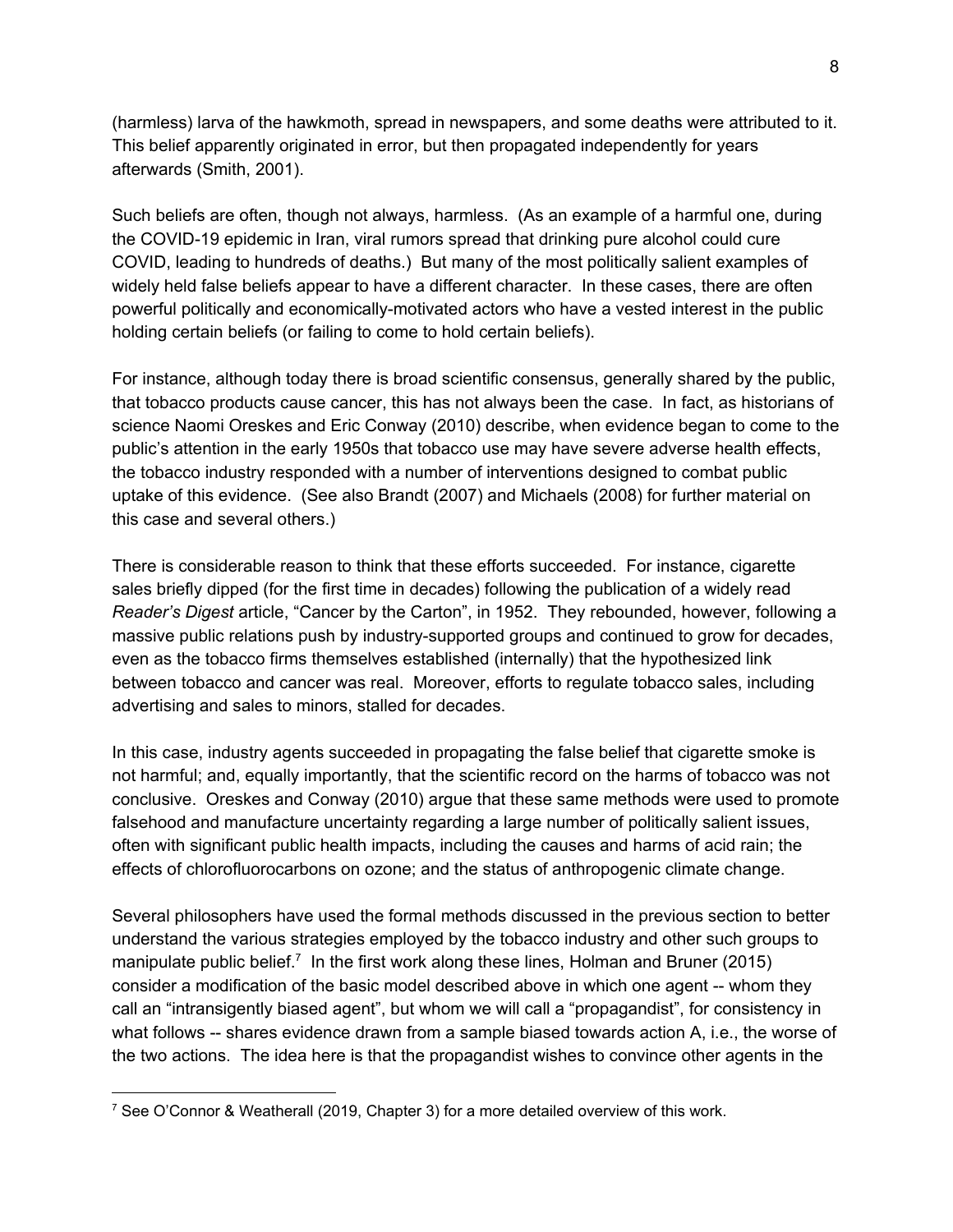(harmless) larva of the hawkmoth, spread in newspapers, and some deaths were attributed to it. This belief apparently originated in error, but then propagated independently for years afterwards (Smith, 2001).

Such beliefs are often, though not always, harmless. (As an example of a harmful one, during the COVID-19 epidemic in Iran, viral rumors spread that drinking pure alcohol could cure COVID, leading to hundreds of deaths.) But many of the most politically salient examples of widely held false beliefs appear to have a different character. In these cases, there are often powerful politically and economically-motivated actors who have a vested interest in the public holding certain beliefs (or failing to come to hold certain beliefs).

For instance, although today there is broad scientific consensus, generally shared by the public, that tobacco products cause cancer, this has not always been the case. In fact, as historians of science Naomi Oreskes and Eric Conway (2010) describe, when evidence began to come to the public's attention in the early 1950s that tobacco use may have severe adverse health effects, the tobacco industry responded with a number of interventions designed to combat public uptake of this evidence. (See also Brandt (2007) and Michaels (2008) for further material on this case and several others.)

There is considerable reason to think that these efforts succeeded. For instance, cigarette sales briefly dipped (for the first time in decades) following the publication of a widely read *Reader's Digest* article, "Cancer by the Carton", in 1952. They rebounded, however, following a massive public relations push by industry-supported groups and continued to grow for decades, even as the tobacco firms themselves established (internally) that the hypothesized link between tobacco and cancer was real. Moreover, efforts to regulate tobacco sales, including advertising and sales to minors, stalled for decades.

In this case, industry agents succeeded in propagating the false belief that cigarette smoke is not harmful; and, equally importantly, that the scientific record on the harms of tobacco was not conclusive. Oreskes and Conway (2010) argue that these same methods were used to promote falsehood and manufacture uncertainty regarding a large number of politically salient issues, often with significant public health impacts, including the causes and harms of acid rain; the effects of chlorofluorocarbons on ozone; and the status of anthropogenic climate change.

Several philosophers have used the formal methods discussed in the previous section to better understand the various strategies employed by the tobacco industry and other such groups to manipulate public belief.[7] In the first work along these lines, Holman and Bruner (2015) consider a modification of the basic model described above in which one agent -- whom they call an "intransigently biased agent", but whom we will call a "propagandist", for consistency in what follows -- shares evidence drawn from a sample biased towards action A, i.e., the worse of the two actions. The idea here is that the propagandist wishes to convince other agents in the

[7] See O'Connor & Weatherall (2019, Chapter 3) for a more detailed overview of this work.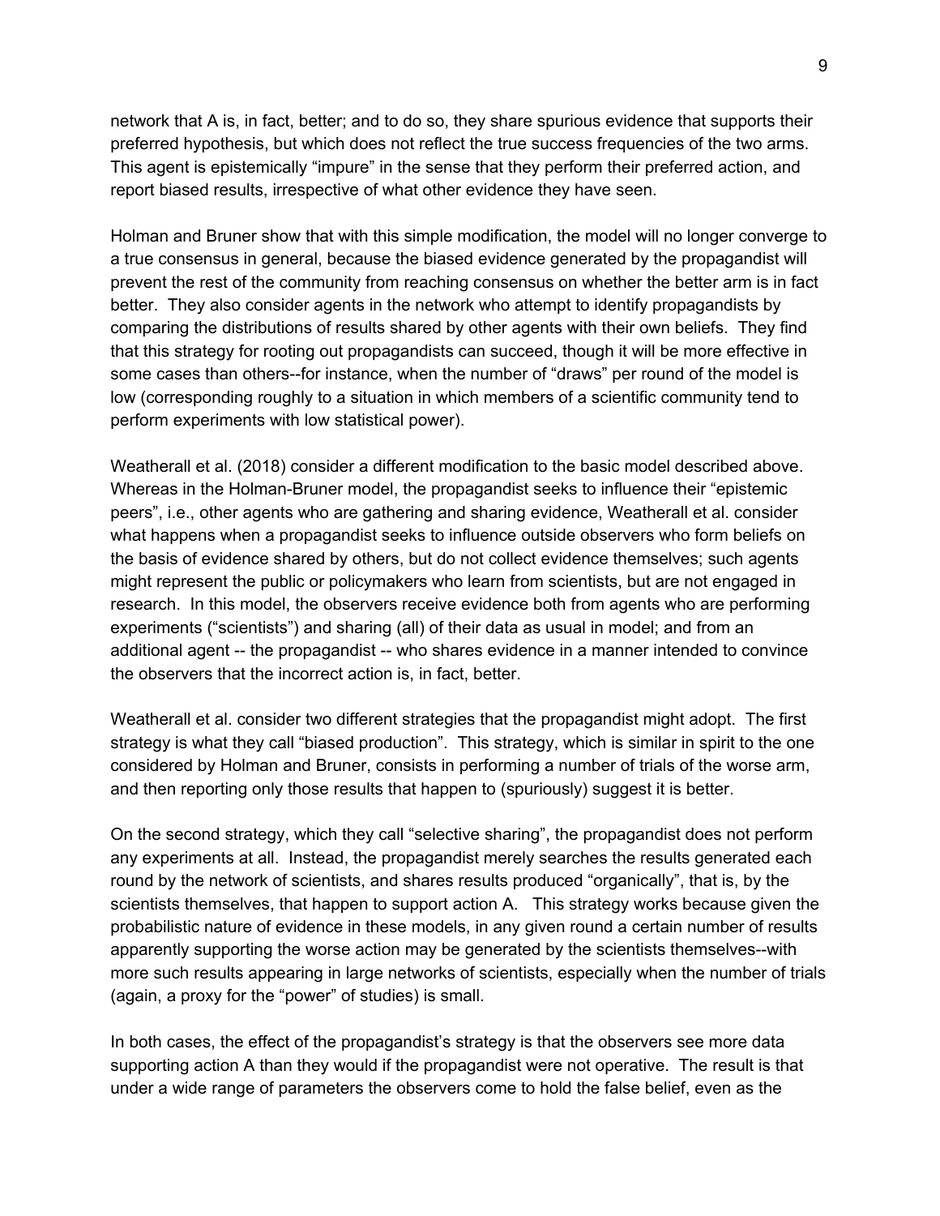network that A is, in fact, better; and to do so, they share spurious evidence that supports their preferred hypothesis, but which does not reflect the true success frequencies of the two arms. This agent is epistemically "impure" in the sense that they perform their preferred action, and report biased results, irrespective of what other evidence they have seen.

Holman and Bruner show that with this simple modification, the model will no longer converge to a true consensus in general, because the biased evidence generated by the propagandist will prevent the rest of the community from reaching consensus on whether the better arm is in fact better. They also consider agents in the network who attempt to identify propagandists by comparing the distributions of results shared by other agents with their own beliefs. They find that this strategy for rooting out propagandists can succeed, though it will be more effective in some cases than others--for instance, when the number of "draws" per round of the model is low (corresponding roughly to a situation in which members of a scientific community tend to perform experiments with low statistical power).

Weatherall et al. (2018) consider a different modification to the basic model described above. Whereas in the Holman-Bruner model, the propagandist seeks to influence their "epistemic peers", i.e., other agents who are gathering and sharing evidence, Weatherall et al. consider what happens when a propagandist seeks to influence outside observers who form beliefs on the basis of evidence shared by others, but do not collect evidence themselves; such agents might represent the public or policymakers who learn from scientists, but are not engaged in research. In this model, the observers receive evidence both from agents who are performing experiments ("scientists") and sharing (all) of their data as usual in model; and from an additional agent -- the propagandist -- who shares evidence in a manner intended to convince the observers that the incorrect action is, in fact, better.

Weatherall et al. consider two different strategies that the propagandist might adopt. The first strategy is what they call "biased production". This strategy, which is similar in spirit to the one considered by Holman and Bruner, consists in performing a number of trials of the worse arm, and then reporting only those results that happen to (spuriously) suggest it is better.

On the second strategy, which they call "selective sharing", the propagandist does not perform any experiments at all. Instead, the propagandist merely searches the results generated each round by the network of scientists, and shares results produced "organically", that is, by the scientists themselves, that happen to support action A. This strategy works because given the probabilistic nature of evidence in these models, in any given round a certain number of results apparently supporting the worse action may be generated by the scientists themselves--with more such results appearing in large networks of scientists, especially when the number of trials (again, a proxy for the "power" of studies) is small.

In both cases, the effect of the propagandist's strategy is that the observers see more data supporting action A than they would if the propagandist were not operative. The result is that under a wide range of parameters the observers come to hold the false belief, even as the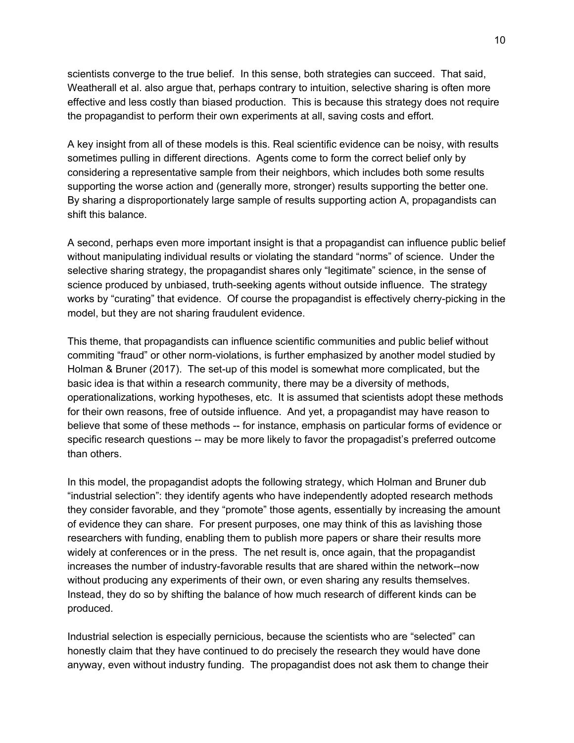scientists converge to the true belief. In this sense, both strategies can succeed. That said, Weatherall et al. also argue that, perhaps contrary to intuition, selective sharing is often more effective and less costly than biased production. This is because this strategy does not require the propagandist to perform their own experiments at all, saving costs and effort.

A key insight from all of these models is this. Real scientific evidence can be noisy, with results sometimes pulling in different directions. Agents come to form the correct belief only by considering a representative sample from their neighbors, which includes both some results supporting the worse action and (generally more, stronger) results supporting the better one. By sharing a disproportionately large sample of results supporting action A, propagandists can shift this balance.

A second, perhaps even more important insight is that a propagandist can influence public belief without manipulating individual results or violating the standard "norms" of science. Under the selective sharing strategy, the propagandist shares only "legitimate" science, in the sense of science produced by unbiased, truth-seeking agents without outside influence. The strategy works by "curating" that evidence. Of course the propagandist is effectively cherry-picking in the model, but they are not sharing fraudulent evidence.

This theme, that propagandists can influence scientific communities and public belief without commiting "fraud" or other norm-violations, is further emphasized by another model studied by Holman & Bruner (2017). The set-up of this model is somewhat more complicated, but the basic idea is that within a research community, there may be a diversity of methods, operationalizations, working hypotheses, etc. It is assumed that scientists adopt these methods for their own reasons, free of outside influence. And yet, a propagandist may have reason to believe that some of these methods -- for instance, emphasis on particular forms of evidence or specific research questions -- may be more likely to favor the propagadist's preferred outcome than others.

In this model, the propagandist adopts the following strategy, which Holman and Bruner dub "industrial selection": they identify agents who have independently adopted research methods they consider favorable, and they "promote" those agents, essentially by increasing the amount of evidence they can share. For present purposes, one may think of this as lavishing those researchers with funding, enabling them to publish more papers or share their results more widely at conferences or in the press. The net result is, once again, that the propagandist increases the number of industry-favorable results that are shared within the network--now without producing any experiments of their own, or even sharing any results themselves. Instead, they do so by shifting the balance of how much research of different kinds can be produced.

Industrial selection is especially pernicious, because the scientists who are "selected" can honestly claim that they have continued to do precisely the research they would have done anyway, even without industry funding. The propagandist does not ask them to change their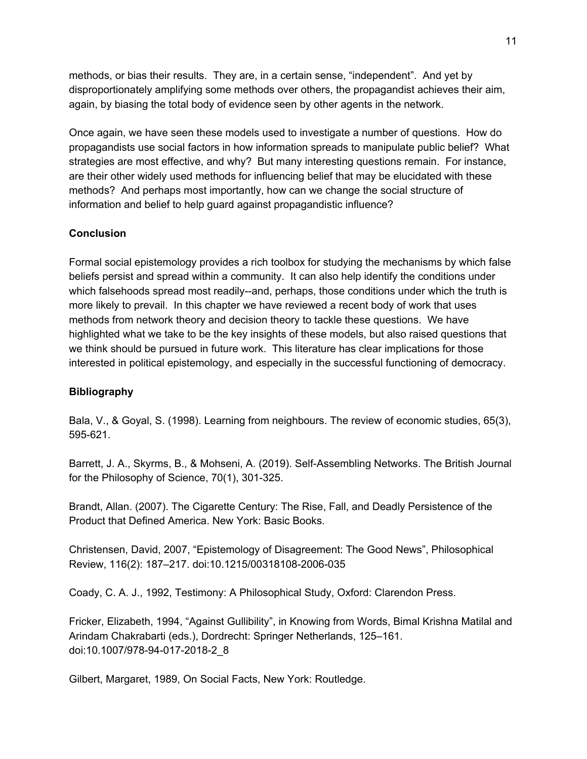methods, or bias their results. They are, in a certain sense, "independent". And yet by disproportionately amplifying some methods over others, the propagandist achieves their aim, again, by biasing the total body of evidence seen by other agents in the network.

Once again, we have seen these models used to investigate a number of questions. How do propagandists use social factors in how information spreads to manipulate public belief? What strategies are most effective, and why? But many interesting questions remain. For instance, are their other widely used methods for influencing belief that may be elucidated with these methods? And perhaps most importantly, how can we change the social structure of information and belief to help guard against propagandistic influence?

## Conclusion

Formal social epistemology provides a rich toolbox for studying the mechanisms by which false beliefs persist and spread within a community. It can also help identify the conditions under which falsehoods spread most readily--and, perhaps, those conditions under which the truth is more likely to prevail. In this chapter we have reviewed a recent body of work that uses methods from network theory and decision theory to tackle these questions. We have highlighted what we take to be the key insights of these models, but also raised questions that we think should be pursued in future work. This literature has clear implications for those interested in political epistemology, and especially in the successful functioning of democracy.

## Bibliography

Bala, V., & Goyal, S. (1998). Learning from neighbours. The review of economic studies, 65(3), 595-621.

Barrett, J. A., Skyrms, B., & Mohseni, A. (2019). Self-Assembling Networks. The British Journal for the Philosophy of Science, 70(1), 301-325.

Brandt, Allan. (2007). The Cigarette Century: The Rise, Fall, and Deadly Persistence of the Product that Defined America. New York: Basic Books.

Christensen, David, 2007, "Epistemology of Disagreement: The Good News", Philosophical Review, 116(2): 187–217. doi:10.1215/00318108-2006-035

Coady, C. A. J., 1992, Testimony: A Philosophical Study, Oxford: Clarendon Press.

Fricker, Elizabeth, 1994, "Against Gullibility", in Knowing from Words, Bimal Krishna Matilal and Arindam Chakrabarti (eds.), Dordrecht: Springer Netherlands, 125–161. doi:10.1007/978-94-017-2018-2_8

Gilbert, Margaret, 1989, On Social Facts, New York: Routledge.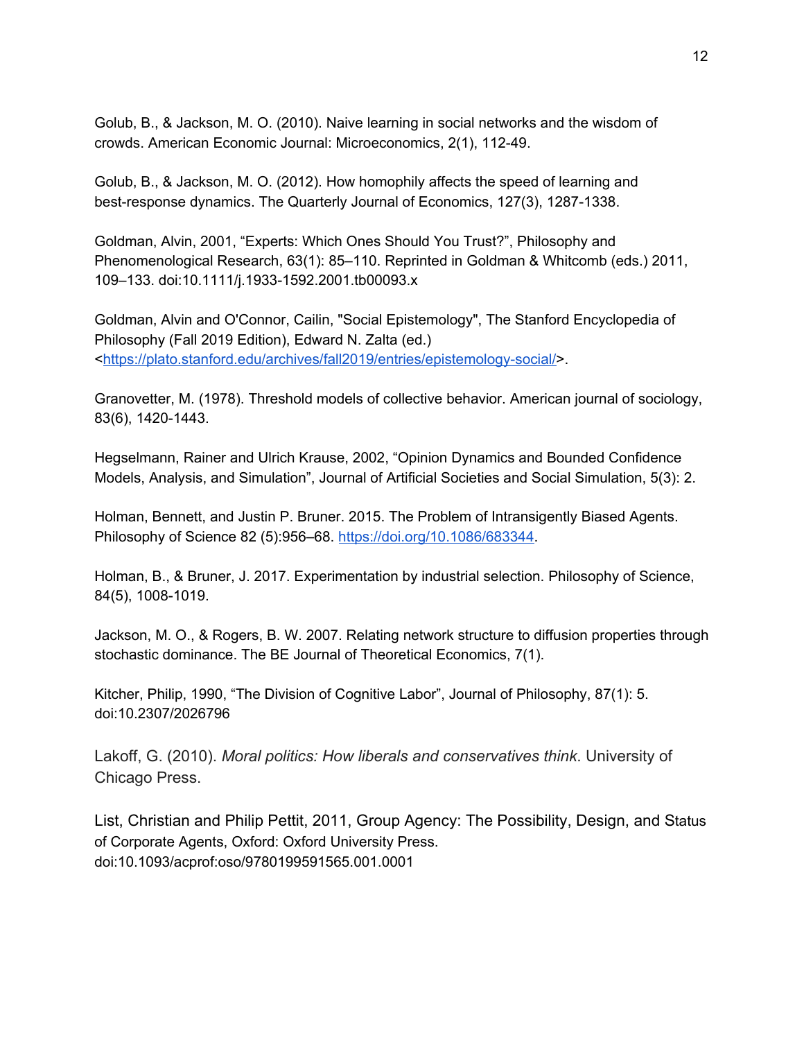Golub, B., & Jackson, M. O. (2010). Naive learning in social networks and the wisdom of crowds. American Economic Journal: Microeconomics, 2(1), 112-49.

Golub, B., & Jackson, M. O. (2012). How homophily affects the speed of learning and best-response dynamics. The Quarterly Journal of Economics, 127(3), 1287-1338.

Goldman, Alvin, 2001, "Experts: Which Ones Should You Trust?", Philosophy and Phenomenological Research, 63(1): 85–110. Reprinted in Goldman & Whitcomb (eds.) 2011, 109–133. doi:10.1111/j.1933-1592.2001.tb00093.x

Goldman, Alvin and O'Connor, Cailin, "Social Epistemology", The Stanford Encyclopedia of Philosophy (Fall 2019 Edition), Edward N. Zalta (ed.) <https://plato.stanford.edu/archives/fall2019/entries/epistemology-social/>.

Granovetter, M. (1978). Threshold models of collective behavior. American journal of sociology, 83(6), 1420-1443.

Hegselmann, Rainer and Ulrich Krause, 2002, "Opinion Dynamics and Bounded Confidence Models, Analysis, and Simulation", Journal of Artificial Societies and Social Simulation, 5(3): 2.

Holman, Bennett, and Justin P. Bruner. 2015. The Problem of Intransigently Biased Agents. Philosophy of Science 82 (5):956–68. https://doi.org/10.1086/683344.

Holman, B., & Bruner, J. 2017. Experimentation by industrial selection. Philosophy of Science, 84(5), 1008-1019.

Jackson, M. O., & Rogers, B. W. 2007. Relating network structure to diffusion properties through stochastic dominance. The BE Journal of Theoretical Economics, 7(1).

Kitcher, Philip, 1990, "The Division of Cognitive Labor", Journal of Philosophy, 87(1): 5. doi:10.2307/2026796

Lakoff, G. (2010). *Moral politics: How liberals and conservatives think*. University of Chicago Press.

List, Christian and Philip Pettit, 2011, Group Agency: The Possibility, Design, and Status of Corporate Agents, Oxford: Oxford University Press. doi:10.1093/acprof:oso/9780199591565.001.0001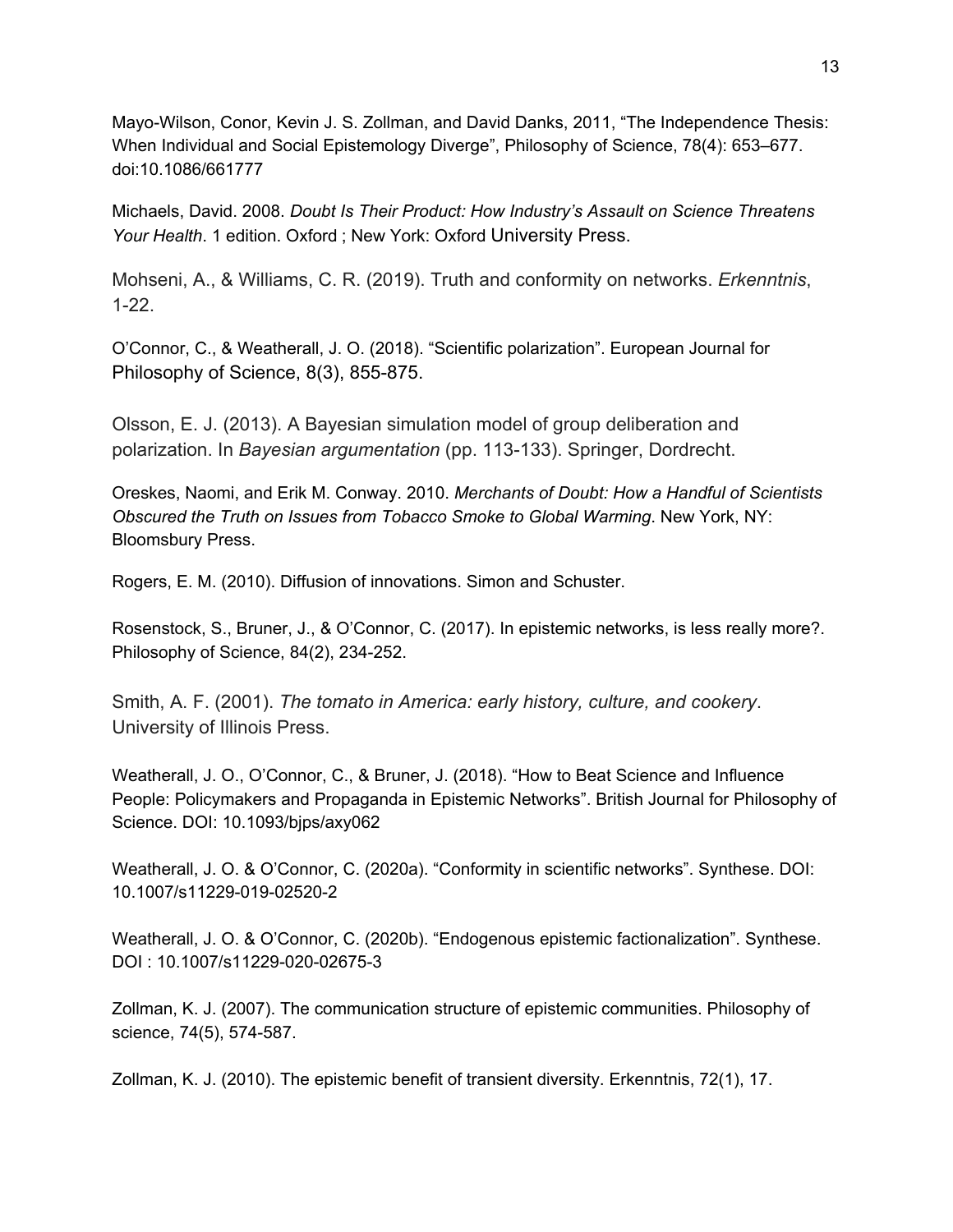Mayo-Wilson, Conor, Kevin J. S. Zollman, and David Danks, 2011, "The Independence Thesis: When Individual and Social Epistemology Diverge", Philosophy of Science, 78(4): 653–677. doi:10.1086/661777

Michaels, David. 2008. *Doubt Is Their Product: How Industry's Assault on Science Threatens Your Health*. 1 edition. Oxford ; New York: Oxford University Press.

Mohseni, A., & Williams, C. R. (2019). Truth and conformity on networks. *Erkenntnis*, 1-22.

O'Connor, C., & Weatherall, J. O. (2018). "Scientific polarization". European Journal for Philosophy of Science, 8(3), 855-875.

Olsson, E. J. (2013). A Bayesian simulation model of group deliberation and polarization. In *Bayesian argumentation* (pp. 113-133). Springer, Dordrecht.

Oreskes, Naomi, and Erik M. Conway. 2010. *Merchants of Doubt: How a Handful of Scientists Obscured the Truth on Issues from Tobacco Smoke to Global Warming*. New York, NY: Bloomsbury Press.

Rogers, E. M. (2010). Diffusion of innovations. Simon and Schuster.

Rosenstock, S., Bruner, J., & O'Connor, C. (2017). In epistemic networks, is less really more?. Philosophy of Science, 84(2), 234-252.

Smith, A. F. (2001). *The tomato in America: early history, culture, and cookery*. University of Illinois Press.

Weatherall, J. O., O'Connor, C., & Bruner, J. (2018). "How to Beat Science and Influence People: Policymakers and Propaganda in Epistemic Networks". British Journal for Philosophy of Science. DOI: 10.1093/bjps/axy062

Weatherall, J. O. & O'Connor, C. (2020a). "Conformity in scientific networks". Synthese. DOI: 10.1007/s11229-019-02520-2

Weatherall, J. O. & O'Connor, C. (2020b). "Endogenous epistemic factionalization". Synthese. DOI : 10.1007/s11229-020-02675-3

Zollman, K. J. (2007). The communication structure of epistemic communities. Philosophy of science, 74(5), 574-587.

Zollman, K. J. (2010). The epistemic benefit of transient diversity. Erkenntnis, 72(1), 17.